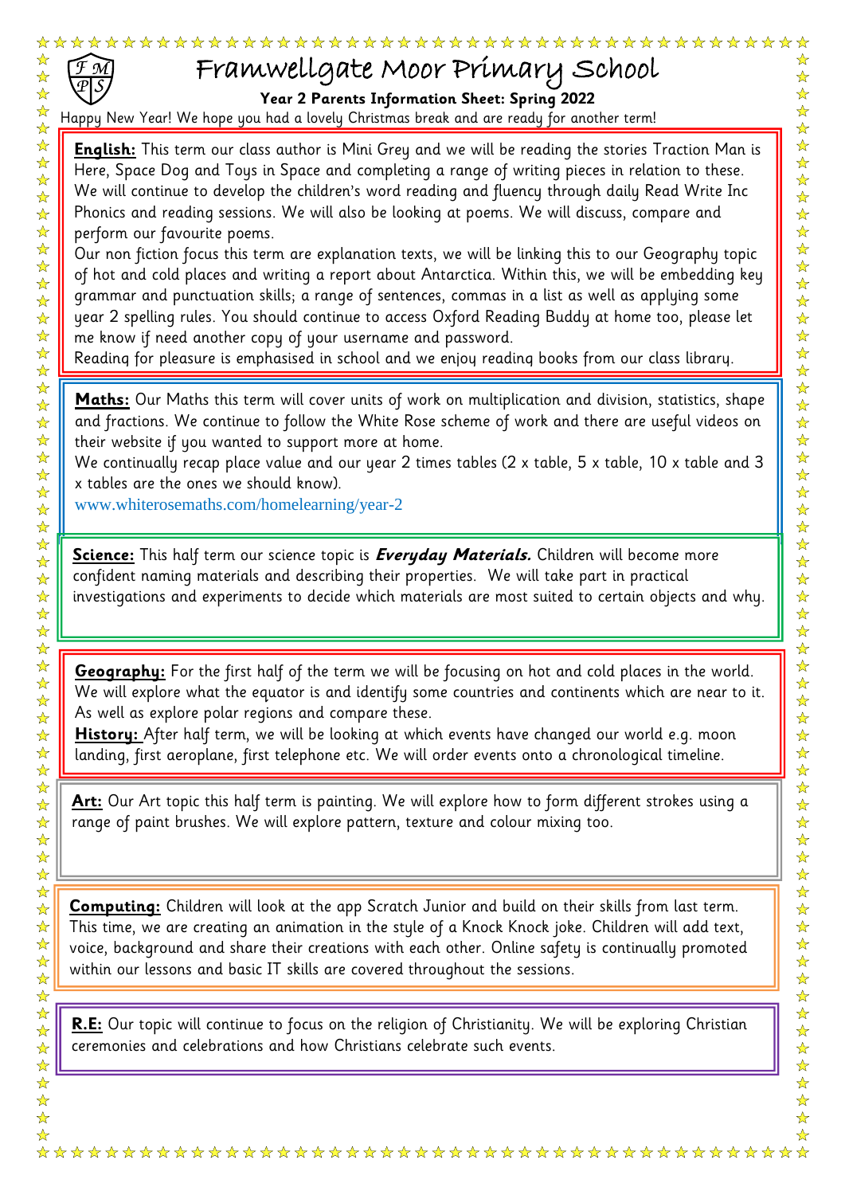# Framwellgate Moor Primary School

**Year 2 Parents Information Sheet: Spring 2022**

Happy New Year! We hope you had a lovely Christmas break and are ready for another term!

**English:** This term our class author is Mini Grey and we will be reading the stories Traction Man is Here, Space Dog and Toys in Space and completing a range of writing pieces in relation to these. We will continue to develop the children's word reading and fluency through daily Read Write Inc Phonics and reading sessions. We will also be looking at poems. We will discuss, compare and perform our favourite poems.

Our non fiction focus this term are explanation texts, we will be linking this to our Geography topic of hot and cold places and writing a report about Antarctica. Within this, we will be embedding key grammar and punctuation skills; a range of sentences, commas in a list as well as applying some year 2 spelling rules. You should continue to access Oxford Reading Buddy at home too, please let me know if need another copy of your username and password.

Reading for pleasure is emphasised in school and we enjoy reading books from our class library.

**Maths:** Our Maths this term will cover units of work on multiplication and division, statistics, shape and fractions. We continue to follow the White Rose scheme of work and there are useful videos on their website if you wanted to support more at home.

We continually recap place value and our year 2 times tables (2 x table, 5 x table, 10 x table and 3 x tables are the ones we should know).

www.whiterosemaths.com/homelearning/year-2

**Science:** This half term our science topic is ***Everyday Materials.*** Children will become more confident naming materials and describing their properties. We will take part in practical investigations and experiments to decide which materials are most suited to certain objects and why.

**Geography:** For the first half of the term we will be focusing on hot and cold places in the world. We will explore what the equator is and identify some countries and continents which are near to it. As well as explore polar regions and compare these.

**History:** After half term, we will be looking at which events have changed our world e.g. moon landing, first aeroplane, first telephone etc. We will order events onto a chronological timeline.

**Art:** Our Art topic this half term is painting. We will explore how to form different strokes using a range of paint brushes. We will explore pattern, texture and colour mixing too.

**Computing:** Children will look at the app Scratch Junior and build on their skills from last term. This time, we are creating an animation in the style of a Knock Knock joke. Children will add text, voice, background and share their creations with each other. Online safety is continually promoted within our lessons and basic IT skills are covered throughout the sessions.

**R.E:** Our topic will continue to focus on the religion of Christianity. We will be exploring Christian ceremonies and celebrations and how Christians celebrate such events.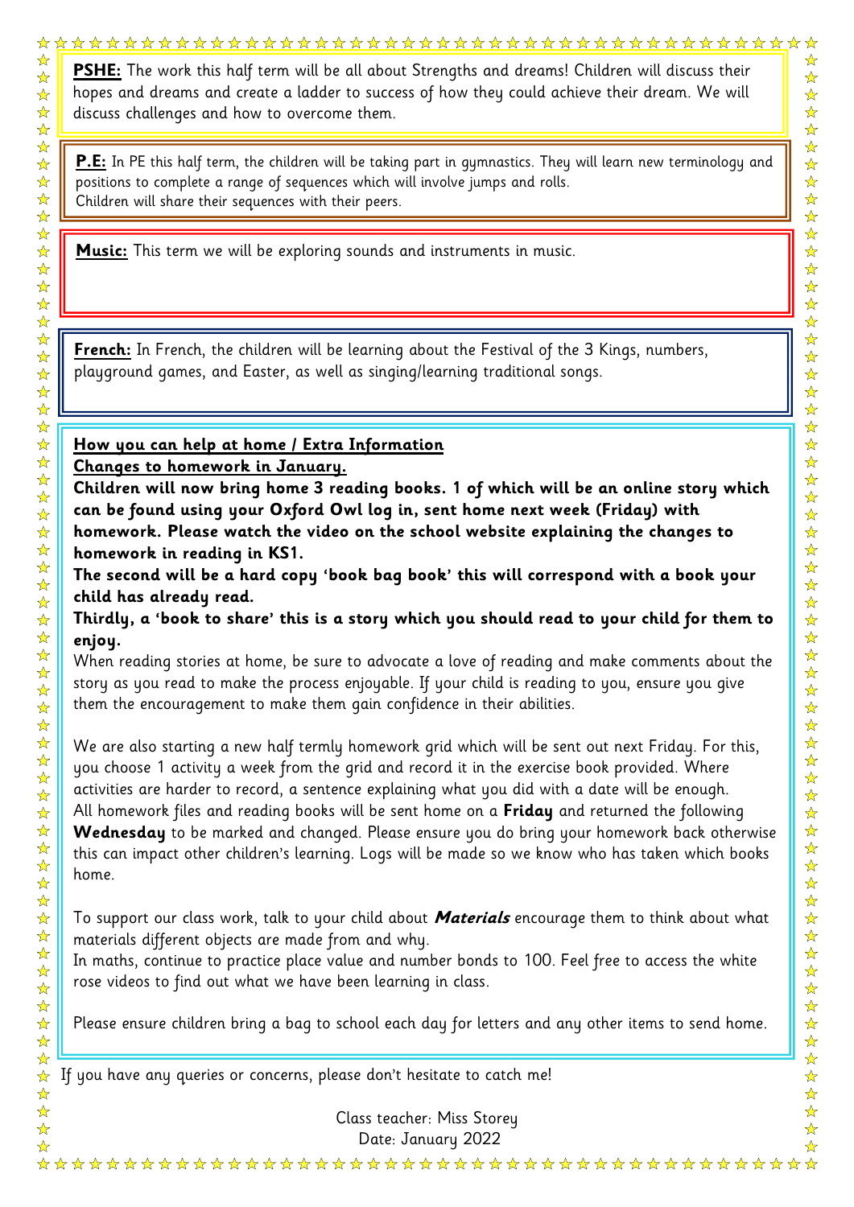**PSHE:** The work this half term will be all about Strengths and dreams! Children will discuss their hopes and dreams and create a ladder to success of how they could achieve their dream. We will discuss challenges and how to overcome them.

**P.E:** In PE this half term, the children will be taking part in gymnastics. They will learn new terminology and positions to complete a range of sequences which will involve jumps and rolls.
Children will share their sequences with their peers.

**Music:** This term we will be exploring sounds and instruments in music.

**French:** In French, the children will be learning about the Festival of the 3 Kings, numbers, playground games, and Easter, as well as singing/learning traditional songs.

**How you can help at home / Extra Information**

**Changes to homework in January.**

**Children will now bring home 3 reading books. 1 of which will be an online story which can be found using your Oxford Owl log in, sent home next week (Friday) with homework. Please watch the video on the school website explaining the changes to homework in reading in KS1.**

**The second will be a hard copy 'book bag book' this will correspond with a book your child has already read.**

**Thirdly, a 'book to share' this is a story which you should read to your child for them to enjoy.**

When reading stories at home, be sure to advocate a love of reading and make comments about the story as you read to make the process enjoyable. If your child is reading to you, ensure you give them the encouragement to make them gain confidence in their abilities.

We are also starting a new half termly homework grid which will be sent out next Friday. For this, you choose 1 activity a week from the grid and record it in the exercise book provided. Where activities are harder to record, a sentence explaining what you did with a date will be enough. All homework files and reading books will be sent home on a **Friday** and returned the following **Wednesday** to be marked and changed. Please ensure you do bring your homework back otherwise this can impact other children's learning. Logs will be made so we know who has taken which books home.

To support our class work, talk to your child about ***Materials*** encourage them to think about what materials different objects are made from and why.
In maths, continue to practice place value and number bonds to 100. Feel free to access the white rose videos to find out what we have been learning in class.

Please ensure children bring a bag to school each day for letters and any other items to send home.

If you have any queries or concerns, please don't hesitate to catch me!

Class teacher: Miss Storey
Date: January 2022